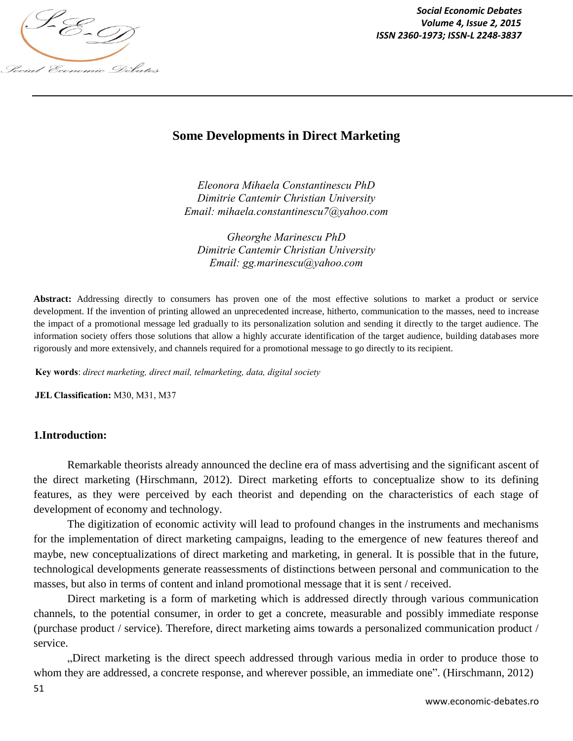# Some Developments in Direct Marketing

*Eleonora Mihaela Constantinescu PhD*
*Dimitrie Cantemir Christian University*
*Email: mihaela.constantinescu7@yahoo.com*

*Gheorghe Marinescu PhD*
*Dimitrie Cantemir Christian University*
*Email: gg.marinescu@yahoo.com*

**Abstract:** Addressing directly to consumers has proven one of the most effective solutions to market a product or service development. If the invention of printing allowed an unprecedented increase, hitherto, communication to the masses, need to increase the impact of a promotional message led gradually to its personalization solution and sending it directly to the target audience. The information society offers those solutions that allow a highly accurate identification of the target audience, building databases more rigorously and more extensively, and channels required for a promotional message to go directly to its recipient.

**Key words**: *direct marketing, direct mail, telmarketing, data, digital society*

**JEL Classification:** M30, M31, M37

## 1.Introduction:

Remarkable theorists already announced the decline era of mass advertising and the significant ascent of the direct marketing (Hirschmann, 2012). Direct marketing efforts to conceptualize show to its defining features, as they were perceived by each theorist and depending on the characteristics of each stage of development of economy and technology.

The digitization of economic activity will lead to profound changes in the instruments and mechanisms for the implementation of direct marketing campaigns, leading to the emergence of new features thereof and maybe, new conceptualizations of direct marketing and marketing, in general. It is possible that in the future, technological developments generate reassessments of distinctions between personal and communication to the masses, but also in terms of content and inland promotional message that it is sent / received.

Direct marketing is a form of marketing which is addressed directly through various communication channels, to the potential consumer, in order to get a concrete, measurable and possibly immediate response (purchase product / service). Therefore, direct marketing aims towards a personalized communication product / service.

„Direct marketing is the direct speech addressed through various media in order to produce those to whom they are addressed, a concrete response, and wherever possible, an immediate one". (Hirschmann, 2012)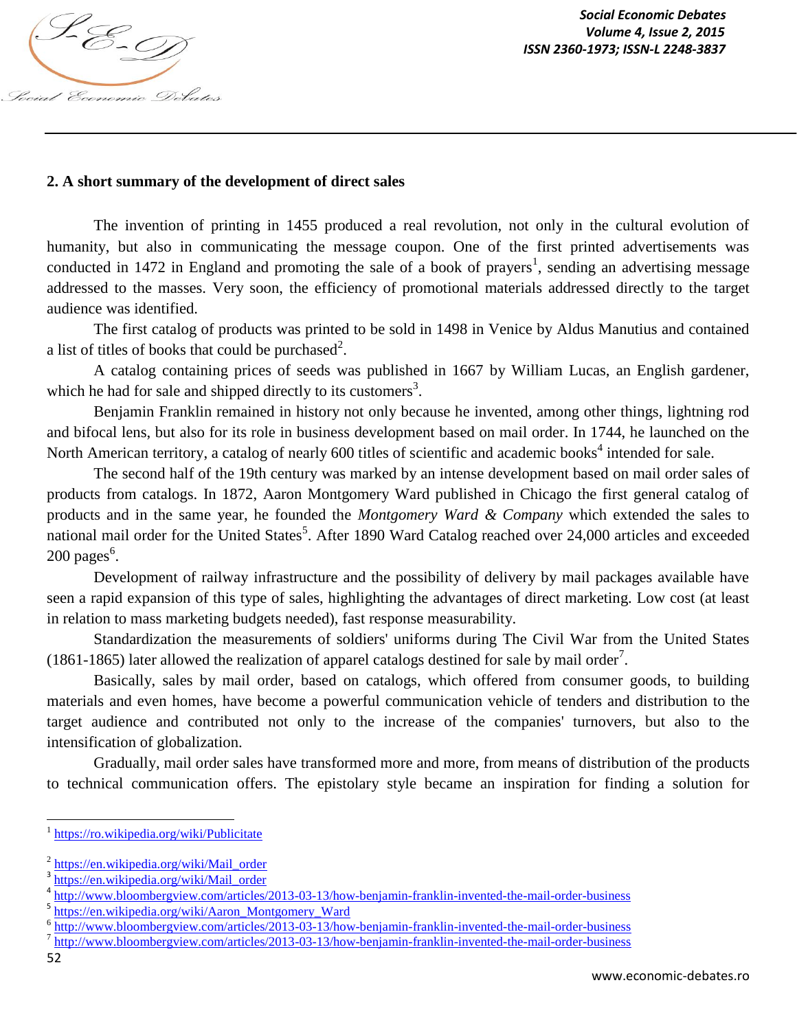## 2. A short summary of the development of direct sales

The invention of printing in 1455 produced a real revolution, not only in the cultural evolution of humanity, but also in communicating the message coupon. One of the first printed advertisements was conducted in 1472 in England and promoting the sale of a book of prayers[1], sending an advertising message addressed to the masses. Very soon, the efficiency of promotional materials addressed directly to the target audience was identified.

The first catalog of products was printed to be sold in 1498 in Venice by Aldus Manutius and contained a list of titles of books that could be purchased[2].

A catalog containing prices of seeds was published in 1667 by William Lucas, an English gardener, which he had for sale and shipped directly to its customers[3].

Benjamin Franklin remained in history not only because he invented, among other things, lightning rod and bifocal lens, but also for its role in business development based on mail order. In 1744, he launched on the North American territory, a catalog of nearly 600 titles of scientific and academic books[4] intended for sale.

The second half of the 19th century was marked by an intense development based on mail order sales of products from catalogs. In 1872, Aaron Montgomery Ward published in Chicago the first general catalog of products and in the same year, he founded the *Montgomery Ward & Company* which extended the sales to national mail order for the United States[5]. After 1890 Ward Catalog reached over 24,000 articles and exceeded 200 pages[6].

Development of railway infrastructure and the possibility of delivery by mail packages available have seen a rapid expansion of this type of sales, highlighting the advantages of direct marketing. Low cost (at least in relation to mass marketing budgets needed), fast response measurability.

Standardization the measurements of soldiers' uniforms during The Civil War from the United States (1861-1865) later allowed the realization of apparel catalogs destined for sale by mail order[7].

Basically, sales by mail order, based on catalogs, which offered from consumer goods, to building materials and even homes, have become a powerful communication vehicle of tenders and distribution to the target audience and contributed not only to the increase of the companies' turnovers, but also to the intensification of globalization.

Gradually, mail order sales have transformed more and more, from means of distribution of the products to technical communication offers. The epistolary style became an inspiration for finding a solution for

---

[1] https://ro.wikipedia.org/wiki/Publicitate

[2] https://en.wikipedia.org/wiki/Mail_order

[3] https://en.wikipedia.org/wiki/Mail_order

[4] http://www.bloombergview.com/articles/2013-03-13/how-benjamin-franklin-invented-the-mail-order-business

[5] https://en.wikipedia.org/wiki/Aaron_Montgomery_Ward

[6] http://www.bloombergview.com/articles/2013-03-13/how-benjamin-franklin-invented-the-mail-order-business

[7] http://www.bloombergview.com/articles/2013-03-13/how-benjamin-franklin-invented-the-mail-order-business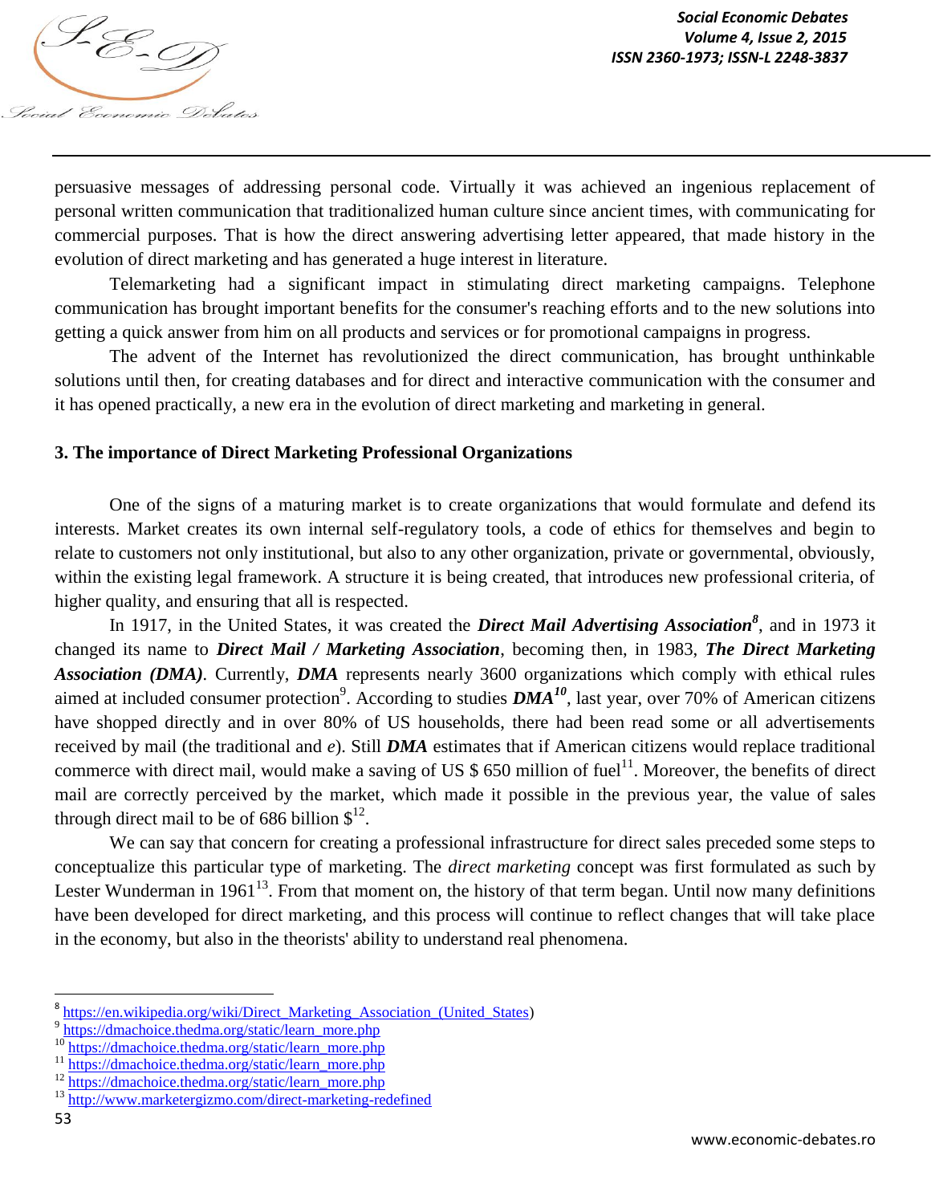persuasive messages of addressing personal code. Virtually it was achieved an ingenious replacement of personal written communication that traditionalized human culture since ancient times, with communicating for commercial purposes. That is how the direct answering advertising letter appeared, that made history in the evolution of direct marketing and has generated a huge interest in literature.

Telemarketing had a significant impact in stimulating direct marketing campaigns. Telephone communication has brought important benefits for the consumer's reaching efforts and to the new solutions into getting a quick answer from him on all products and services or for promotional campaigns in progress.

The advent of the Internet has revolutionized the direct communication, has brought unthinkable solutions until then, for creating databases and for direct and interactive communication with the consumer and it has opened practically, a new era in the evolution of direct marketing and marketing in general.

## 3. The importance of Direct Marketing Professional Organizations

One of the signs of a maturing market is to create organizations that would formulate and defend its interests. Market creates its own internal self-regulatory tools, a code of ethics for themselves and begin to relate to customers not only institutional, but also to any other organization, private or governmental, obviously, within the existing legal framework. A structure it is being created, that introduces new professional criteria, of higher quality, and ensuring that all is respected.

In 1917, in the United States, it was created the ***Direct Mail Advertising Association***[8], and in 1973 it changed its name to ***Direct Mail / Marketing Association***, becoming then, in 1983, ***The Direct Marketing Association (DMA)***. Currently, ***DMA*** represents nearly 3600 organizations which comply with ethical rules aimed at included consumer protection[9]. According to studies ***DMA***[10], last year, over 70% of American citizens have shopped directly and in over 80% of US households, there had been read some or all advertisements received by mail (the traditional and *e*). Still ***DMA*** estimates that if American citizens would replace traditional commerce with direct mail, would make a saving of US $ 650 million of fuel[11]. Moreover, the benefits of direct mail are correctly perceived by the market, which made it possible in the previous year, the value of sales through direct mail to be of 686 billion $[12].

We can say that concern for creating a professional infrastructure for direct sales preceded some steps to conceptualize this particular type of marketing. The *direct marketing* concept was first formulated as such by Lester Wunderman in 1961[13]. From that moment on, the history of that term began. Until now many definitions have been developed for direct marketing, and this process will continue to reflect changes that will take place in the economy, but also in the theorists' ability to understand real phenomena.

---

[8] https://en.wikipedia.org/wiki/Direct_Marketing_Association_(United_States)

[9] https://dmachoice.thedma.org/static/learn_more.php

[10] https://dmachoice.thedma.org/static/learn_more.php

[11] https://dmachoice.thedma.org/static/learn_more.php

[12] https://dmachoice.thedma.org/static/learn_more.php

[13] http://www.marketergizmo.com/direct-marketing-redefined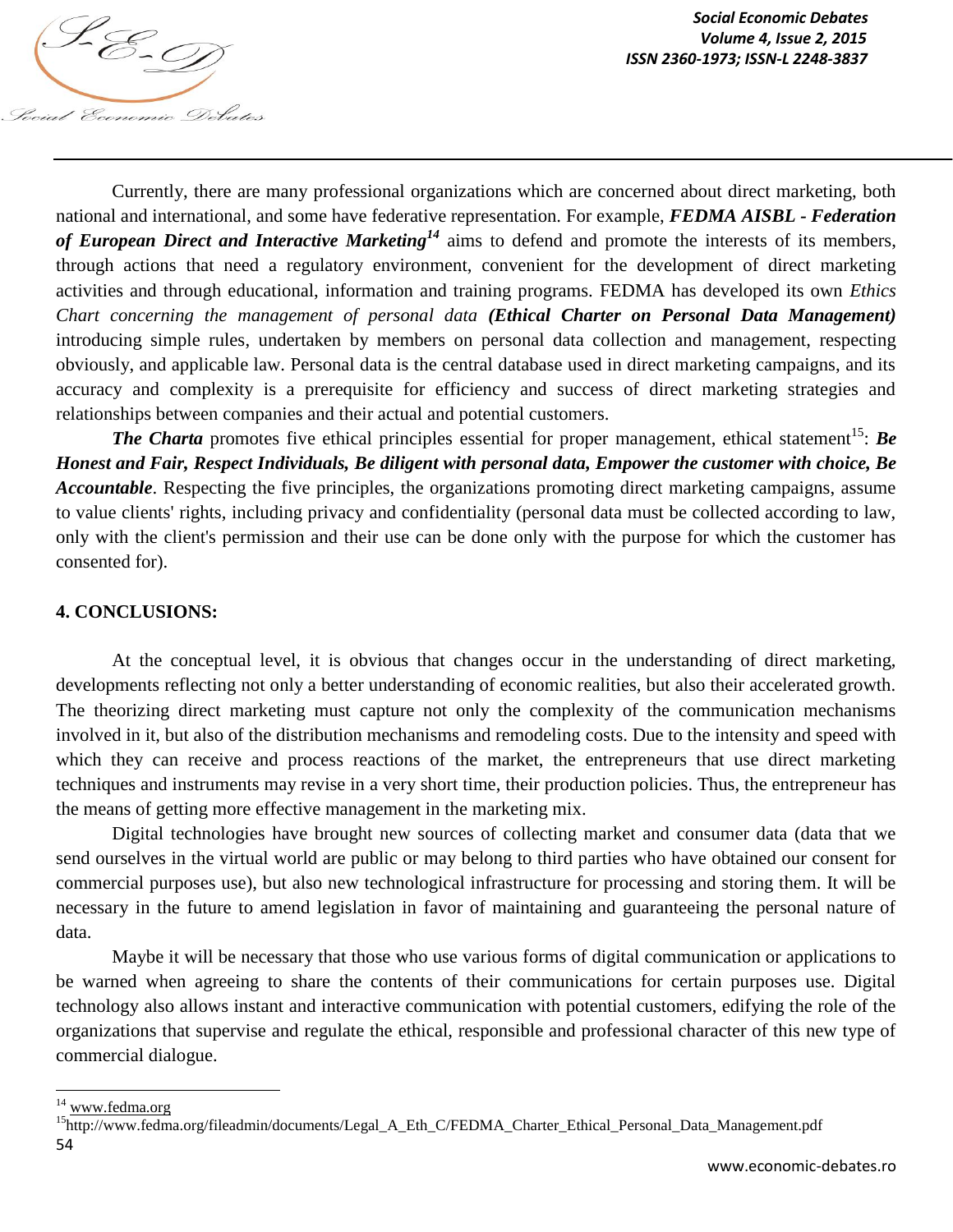Currently, there are many professional organizations which are concerned about direct marketing, both national and international, and some have federative representation. For example, ***FEDMA AISBL - Federation of European Direct and Interactive Marketing***[14] aims to defend and promote the interests of its members, through actions that need a regulatory environment, convenient for the development of direct marketing activities and through educational, information and training programs. FEDMA has developed its own *Ethics Chart concerning the management of personal data* ***(Ethical Charter on Personal Data Management)*** introducing simple rules, undertaken by members on personal data collection and management, respecting obviously, and applicable law. Personal data is the central database used in direct marketing campaigns, and its accuracy and complexity is a prerequisite for efficiency and success of direct marketing strategies and relationships between companies and their actual and potential customers.

***The Charta*** promotes five ethical principles essential for proper management, ethical statement[15]: ***Be Honest and Fair, Respect Individuals, Be diligent with personal data, Empower the customer with choice, Be Accountable***. Respecting the five principles, the organizations promoting direct marketing campaigns, assume to value clients' rights, including privacy and confidentiality (personal data must be collected according to law, only with the client's permission and their use can be done only with the purpose for which the customer has consented for).

## 4. CONCLUSIONS:

At the conceptual level, it is obvious that changes occur in the understanding of direct marketing, developments reflecting not only a better understanding of economic realities, but also their accelerated growth. The theorizing direct marketing must capture not only the complexity of the communication mechanisms involved in it, but also of the distribution mechanisms and remodeling costs. Due to the intensity and speed with which they can receive and process reactions of the market, the entrepreneurs that use direct marketing techniques and instruments may revise in a very short time, their production policies. Thus, the entrepreneur has the means of getting more effective management in the marketing mix.

Digital technologies have brought new sources of collecting market and consumer data (data that we send ourselves in the virtual world are public or may belong to third parties who have obtained our consent for commercial purposes use), but also new technological infrastructure for processing and storing them. It will be necessary in the future to amend legislation in favor of maintaining and guaranteeing the personal nature of data.

Maybe it will be necessary that those who use various forms of digital communication or applications to be warned when agreeing to share the contents of their communications for certain purposes use. Digital technology also allows instant and interactive communication with potential customers, edifying the role of the organizations that supervise and regulate the ethical, responsible and professional character of this new type of commercial dialogue.

---

[14] www.fedma.org

[15] http://www.fedma.org/fileadmin/documents/Legal_A_Eth_C/FEDMA_Charter_Ethical_Personal_Data_Management.pdf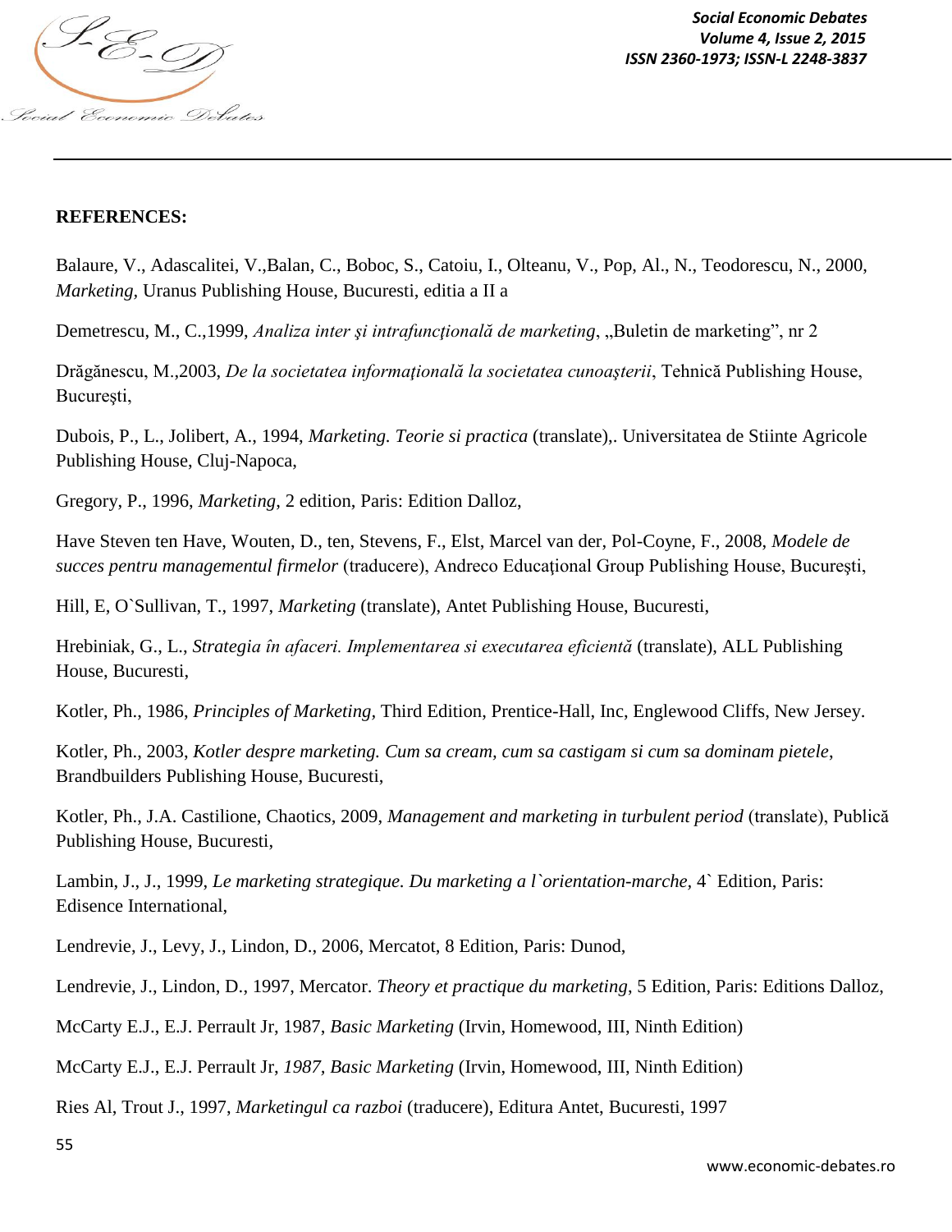**REFERENCES:**

Balaure, V., Adascalitei, V.,Balan, C., Boboc, S., Catoiu, I., Olteanu, V., Pop, Al., N., Teodorescu, N., 2000, *Marketing*, Uranus Publishing House, Bucuresti, editia a II a

Demetrescu, M., C.,1999, *Analiza inter şi intrafuncţională de marketing*, „Buletin de marketing", nr 2

Drăgănescu, M.,2003, *De la societatea informaţională la societatea cunoaşterii*, Tehnică Publishing House, Bucureşti,

Dubois, P., L., Jolibert, A., 1994, *Marketing. Teorie si practica* (translate),. Universitatea de Stiinte Agricole Publishing House, Cluj-Napoca,

Gregory, P., 1996, *Marketing*, 2 edition, Paris: Edition Dalloz,

Have Steven ten Have, Wouten, D., ten, Stevens, F., Elst, Marcel van der, Pol-Coyne, F., 2008, *Modele de succes pentru managementul firmelor* (traducere), Andreco Educaţional Group Publishing House, Bucureşti,

Hill, E, O`Sullivan, T., 1997, *Marketing* (translate), Antet Publishing House, Bucuresti,

Hrebiniak, G., L., *Strategia în afaceri. Implementarea si executarea eficientă* (translate), ALL Publishing House, Bucuresti,

Kotler, Ph., 1986, *Principles of Marketing*, Third Edition, Prentice-Hall, Inc, Englewood Cliffs, New Jersey.

Kotler, Ph., 2003, *Kotler despre marketing. Cum sa cream, cum sa castigam si cum sa dominam pietele*, Brandbuilders Publishing House, Bucuresti,

Kotler, Ph., J.A. Castilione, Chaotics, 2009, *Management and marketing in turbulent period* (translate), Publică Publishing House, Bucuresti,

Lambin, J., J., 1999, *Le marketing strategique. Du marketing a l`orientation-marche*, 4` Edition, Paris: Edisence International,

Lendrevie, J., Levy, J., Lindon, D., 2006, Mercatot, 8 Edition, Paris: Dunod,

Lendrevie, J., Lindon, D., 1997, Mercator. *Theory et practique du marketing*, 5 Edition, Paris: Editions Dalloz,

McCarty E.J., E.J. Perrault Jr, 1987, *Basic Marketing* (Irvin, Homewood, III, Ninth Edition)

McCarty E.J., E.J. Perrault Jr, *1987, Basic Marketing* (Irvin, Homewood, III, Ninth Edition)

Ries Al, Trout J., 1997, *Marketingul ca razboi* (traducere), Editura Antet, Bucuresti, 1997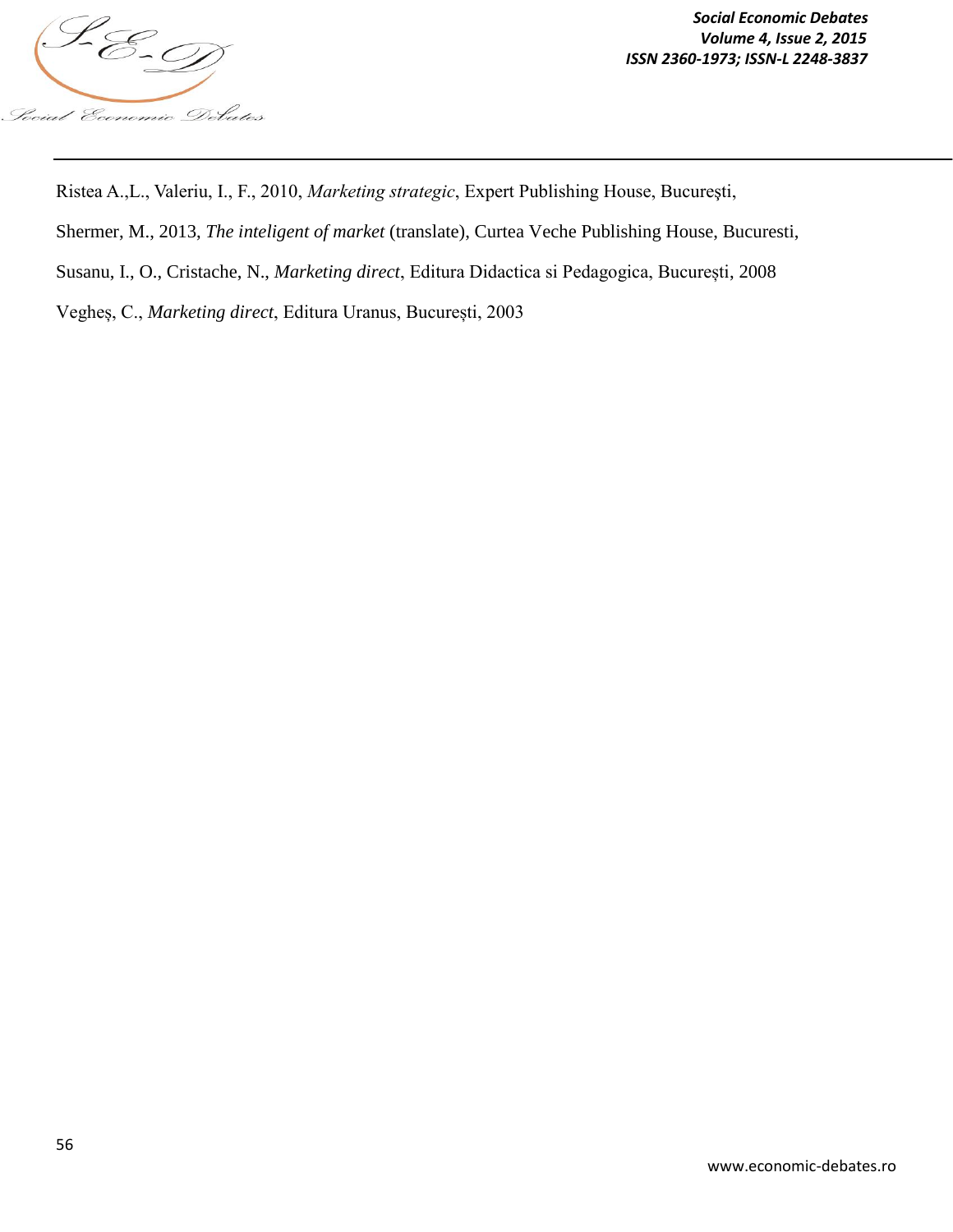Ristea A.,L., Valeriu, I., F., 2010, *Marketing strategic*, Expert Publishing House, București,

Shermer, M., 2013, *The inteligent of market* (translate), Curtea Veche Publishing House, Bucuresti,

Susanu, I., O., Cristache, N., *Marketing direct*, Editura Didactica si Pedagogica, București, 2008

Vegheș, C., *Marketing direct*, Editura Uranus, București, 2003